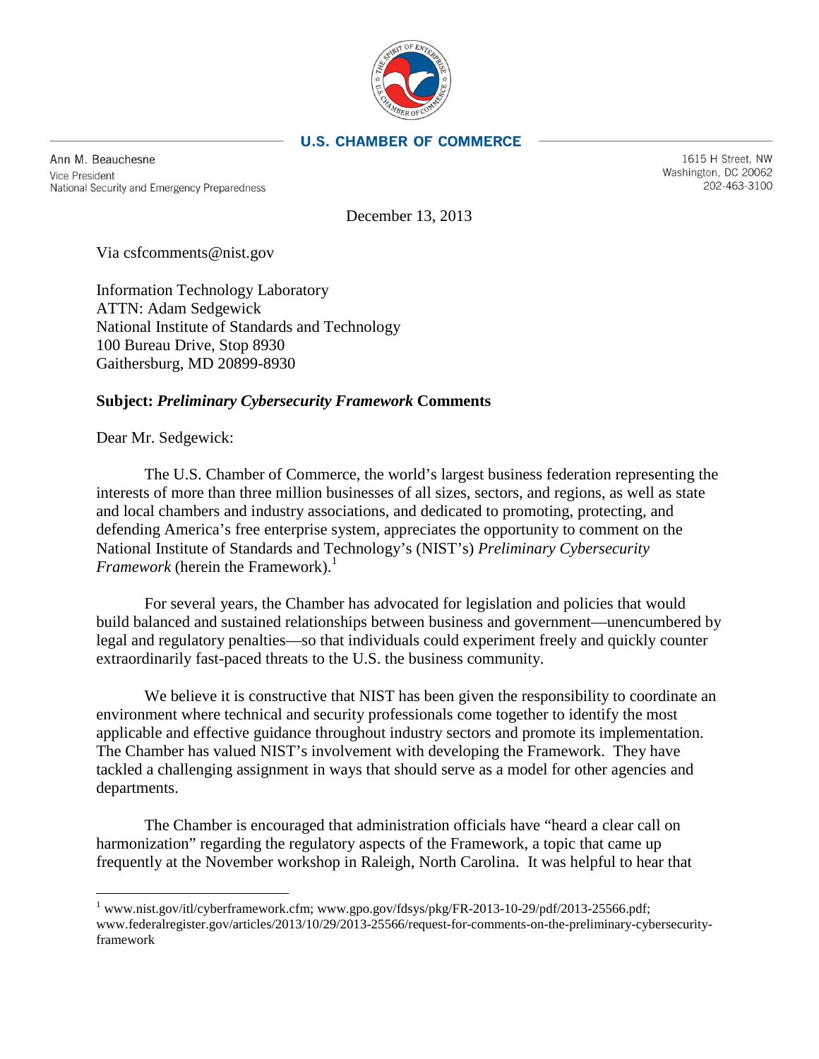**U.S. CHAMBER OF COMMERCE**

Ann M. Beauchesne
Vice President
National Security and Emergency Preparedness

1615 H Street, NW
Washington, DC 20062
202-463-3100

December 13, 2013

Via csfcomments@nist.gov

Information Technology Laboratory
ATTN: Adam Sedgewick
National Institute of Standards and Technology
100 Bureau Drive, Stop 8930
Gaithersburg, MD 20899-8930

**Subject: *Preliminary Cybersecurity Framework* Comments**

Dear Mr. Sedgewick:

The U.S. Chamber of Commerce, the world's largest business federation representing the interests of more than three million businesses of all sizes, sectors, and regions, as well as state and local chambers and industry associations, and dedicated to promoting, protecting, and defending America's free enterprise system, appreciates the opportunity to comment on the National Institute of Standards and Technology's (NIST's) *Preliminary Cybersecurity Framework* (herein the Framework).[1]

For several years, the Chamber has advocated for legislation and policies that would build balanced and sustained relationships between business and government—unencumbered by legal and regulatory penalties—so that individuals could experiment freely and quickly counter extraordinarily fast-paced threats to the U.S. the business community.

We believe it is constructive that NIST has been given the responsibility to coordinate an environment where technical and security professionals come together to identify the most applicable and effective guidance throughout industry sectors and promote its implementation. The Chamber has valued NIST's involvement with developing the Framework. They have tackled a challenging assignment in ways that should serve as a model for other agencies and departments.

The Chamber is encouraged that administration officials have "heard a clear call on harmonization" regarding the regulatory aspects of the Framework, a topic that came up frequently at the November workshop in Raleigh, North Carolina. It was helpful to hear that

---

[1] www.nist.gov/itl/cyberframework.cfm; www.gpo.gov/fdsys/pkg/FR-2013-10-29/pdf/2013-25566.pdf; www.federalregister.gov/articles/2013/10/29/2013-25566/request-for-comments-on-the-preliminary-cybersecurity-framework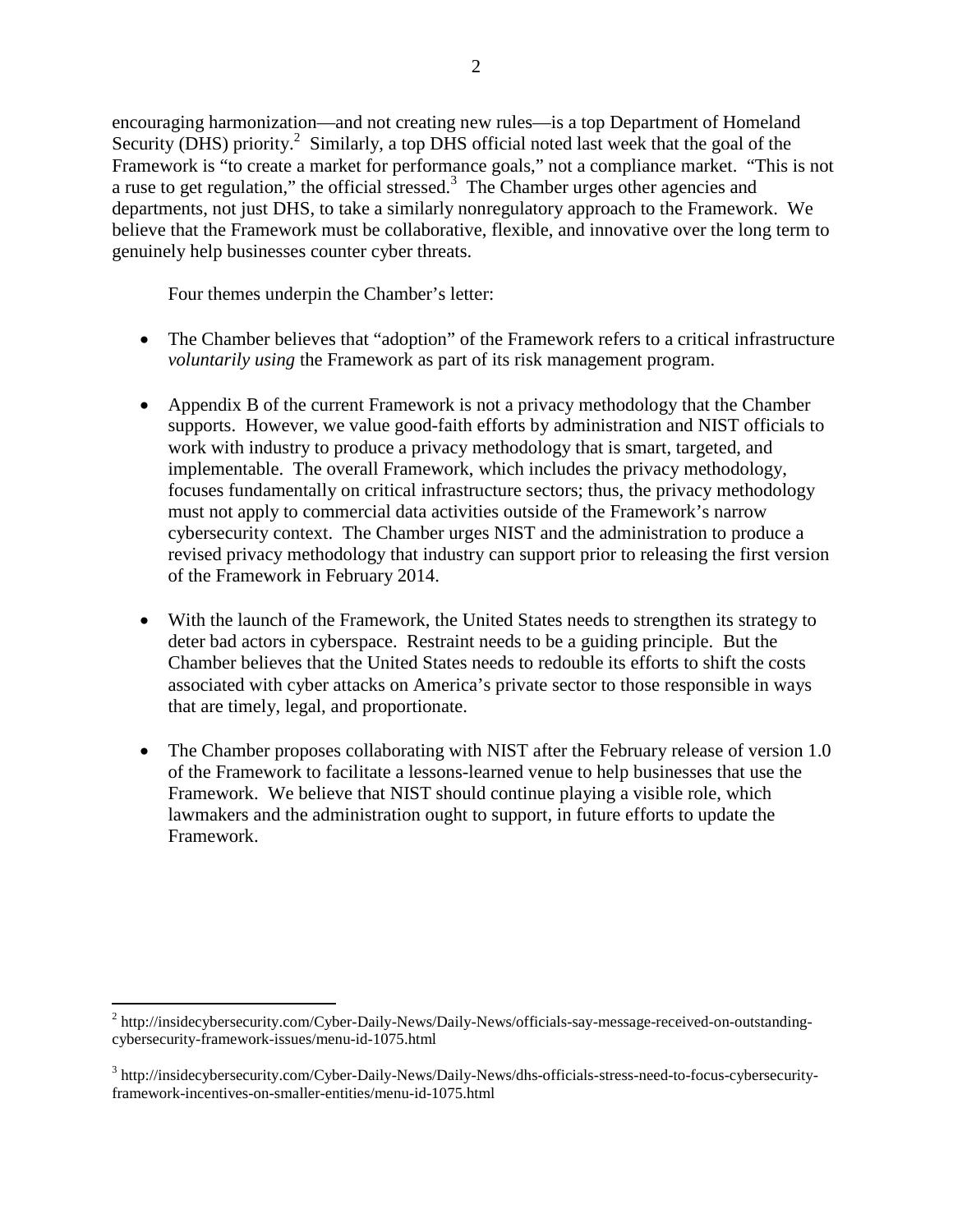encouraging harmonization—and not creating new rules—is a top Department of Homeland Security (DHS) priority.[2] Similarly, a top DHS official noted last week that the goal of the Framework is "to create a market for performance goals," not a compliance market. "This is not a ruse to get regulation," the official stressed.[3] The Chamber urges other agencies and departments, not just DHS, to take a similarly nonregulatory approach to the Framework. We believe that the Framework must be collaborative, flexible, and innovative over the long term to genuinely help businesses counter cyber threats.

Four themes underpin the Chamber's letter:

- The Chamber believes that "adoption" of the Framework refers to a critical infrastructure *voluntarily using* the Framework as part of its risk management program.
- Appendix B of the current Framework is not a privacy methodology that the Chamber supports. However, we value good-faith efforts by administration and NIST officials to work with industry to produce a privacy methodology that is smart, targeted, and implementable. The overall Framework, which includes the privacy methodology, focuses fundamentally on critical infrastructure sectors; thus, the privacy methodology must not apply to commercial data activities outside of the Framework's narrow cybersecurity context. The Chamber urges NIST and the administration to produce a revised privacy methodology that industry can support prior to releasing the first version of the Framework in February 2014.
- With the launch of the Framework, the United States needs to strengthen its strategy to deter bad actors in cyberspace. Restraint needs to be a guiding principle. But the Chamber believes that the United States needs to redouble its efforts to shift the costs associated with cyber attacks on America's private sector to those responsible in ways that are timely, legal, and proportionate.
- The Chamber proposes collaborating with NIST after the February release of version 1.0 of the Framework to facilitate a lessons-learned venue to help businesses that use the Framework. We believe that NIST should continue playing a visible role, which lawmakers and the administration ought to support, in future efforts to update the Framework.

---

[2] http://insidecybersecurity.com/Cyber-Daily-News/Daily-News/officials-say-message-received-on-outstanding-cybersecurity-framework-issues/menu-id-1075.html

[3] http://insidecybersecurity.com/Cyber-Daily-News/Daily-News/dhs-officials-stress-need-to-focus-cybersecurity-framework-incentives-on-smaller-entities/menu-id-1075.html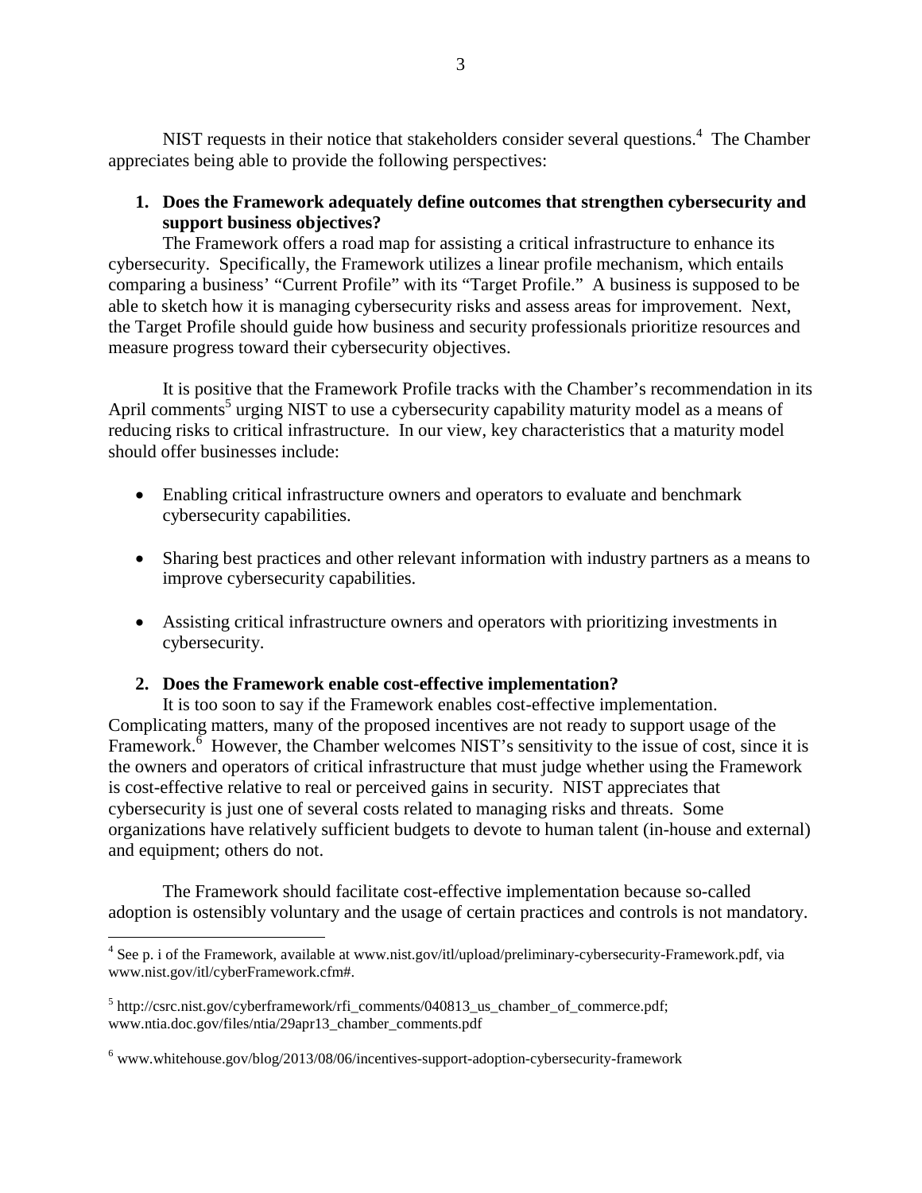NIST requests in their notice that stakeholders consider several questions.[4] The Chamber appreciates being able to provide the following perspectives:

1. **Does the Framework adequately define outcomes that strengthen cybersecurity and support business objectives?**

The Framework offers a road map for assisting a critical infrastructure to enhance its cybersecurity. Specifically, the Framework utilizes a linear profile mechanism, which entails comparing a business' "Current Profile" with its "Target Profile." A business is supposed to be able to sketch how it is managing cybersecurity risks and assess areas for improvement. Next, the Target Profile should guide how business and security professionals prioritize resources and measure progress toward their cybersecurity objectives.

It is positive that the Framework Profile tracks with the Chamber's recommendation in its April comments[5] urging NIST to use a cybersecurity capability maturity model as a means of reducing risks to critical infrastructure. In our view, key characteristics that a maturity model should offer businesses include:

- Enabling critical infrastructure owners and operators to evaluate and benchmark cybersecurity capabilities.
- Sharing best practices and other relevant information with industry partners as a means to improve cybersecurity capabilities.
- Assisting critical infrastructure owners and operators with prioritizing investments in cybersecurity.

2. **Does the Framework enable cost-effective implementation?**

It is too soon to say if the Framework enables cost-effective implementation. Complicating matters, many of the proposed incentives are not ready to support usage of the Framework.[6] However, the Chamber welcomes NIST's sensitivity to the issue of cost, since it is the owners and operators of critical infrastructure that must judge whether using the Framework is cost-effective relative to real or perceived gains in security. NIST appreciates that cybersecurity is just one of several costs related to managing risks and threats. Some organizations have relatively sufficient budgets to devote to human talent (in-house and external) and equipment; others do not.

The Framework should facilitate cost-effective implementation because so-called adoption is ostensibly voluntary and the usage of certain practices and controls is not mandatory.

---

[4] See p. i of the Framework, available at www.nist.gov/itl/upload/preliminary-cybersecurity-Framework.pdf, via www.nist.gov/itl/cyberFramework.cfm#.

[5] http://csrc.nist.gov/cyberframework/rfi_comments/040813_us_chamber_of_commerce.pdf; www.ntia.doc.gov/files/ntia/29apr13_chamber_comments.pdf

[6] www.whitehouse.gov/blog/2013/08/06/incentives-support-adoption-cybersecurity-framework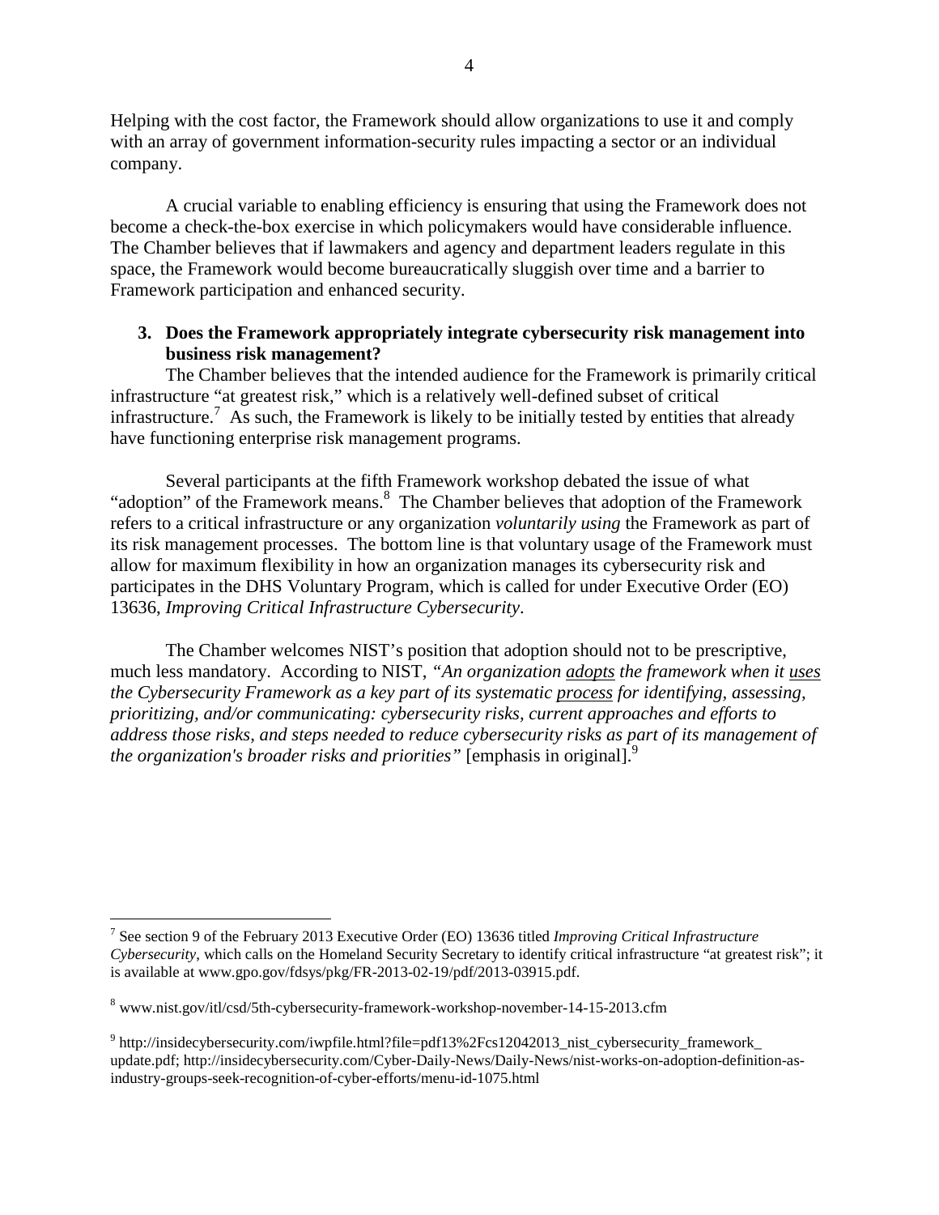Helping with the cost factor, the Framework should allow organizations to use it and comply with an array of government information-security rules impacting a sector or an individual company.

A crucial variable to enabling efficiency is ensuring that using the Framework does not become a check-the-box exercise in which policymakers would have considerable influence. The Chamber believes that if lawmakers and agency and department leaders regulate in this space, the Framework would become bureaucratically sluggish over time and a barrier to Framework participation and enhanced security.

**3. Does the Framework appropriately integrate cybersecurity risk management into business risk management?**

The Chamber believes that the intended audience for the Framework is primarily critical infrastructure "at greatest risk," which is a relatively well-defined subset of critical infrastructure.[7] As such, the Framework is likely to be initially tested by entities that already have functioning enterprise risk management programs.

Several participants at the fifth Framework workshop debated the issue of what "adoption" of the Framework means.[8] The Chamber believes that adoption of the Framework refers to a critical infrastructure or any organization *voluntarily using* the Framework as part of its risk management processes. The bottom line is that voluntary usage of the Framework must allow for maximum flexibility in how an organization manages its cybersecurity risk and participates in the DHS Voluntary Program, which is called for under Executive Order (EO) 13636, *Improving Critical Infrastructure Cybersecurity*.

The Chamber welcomes NIST's position that adoption should not to be prescriptive, much less mandatory. According to NIST, *"An organization <u>adopts</u> the framework when it <u>uses</u> the Cybersecurity Framework as a key part of its systematic <u>process</u> for identifying, assessing, prioritizing, and/or communicating: cybersecurity risks, current approaches and efforts to address those risks, and steps needed to reduce cybersecurity risks as part of its management of the organization's broader risks and priorities"* [emphasis in original].[9]

---

[7] See section 9 of the February 2013 Executive Order (EO) 13636 titled *Improving Critical Infrastructure Cybersecurity*, which calls on the Homeland Security Secretary to identify critical infrastructure "at greatest risk"; it is available at www.gpo.gov/fdsys/pkg/FR-2013-02-19/pdf/2013-03915.pdf.

[8] www.nist.gov/itl/csd/5th-cybersecurity-framework-workshop-november-14-15-2013.cfm

[9] http://insidecybersecurity.com/iwpfile.html?file=pdf13%2Fcs12042013_nist_cybersecurity_framework_update.pdf; http://insidecybersecurity.com/Cyber-Daily-News/Daily-News/nist-works-on-adoption-definition-as-industry-groups-seek-recognition-of-cyber-efforts/menu-id-1075.html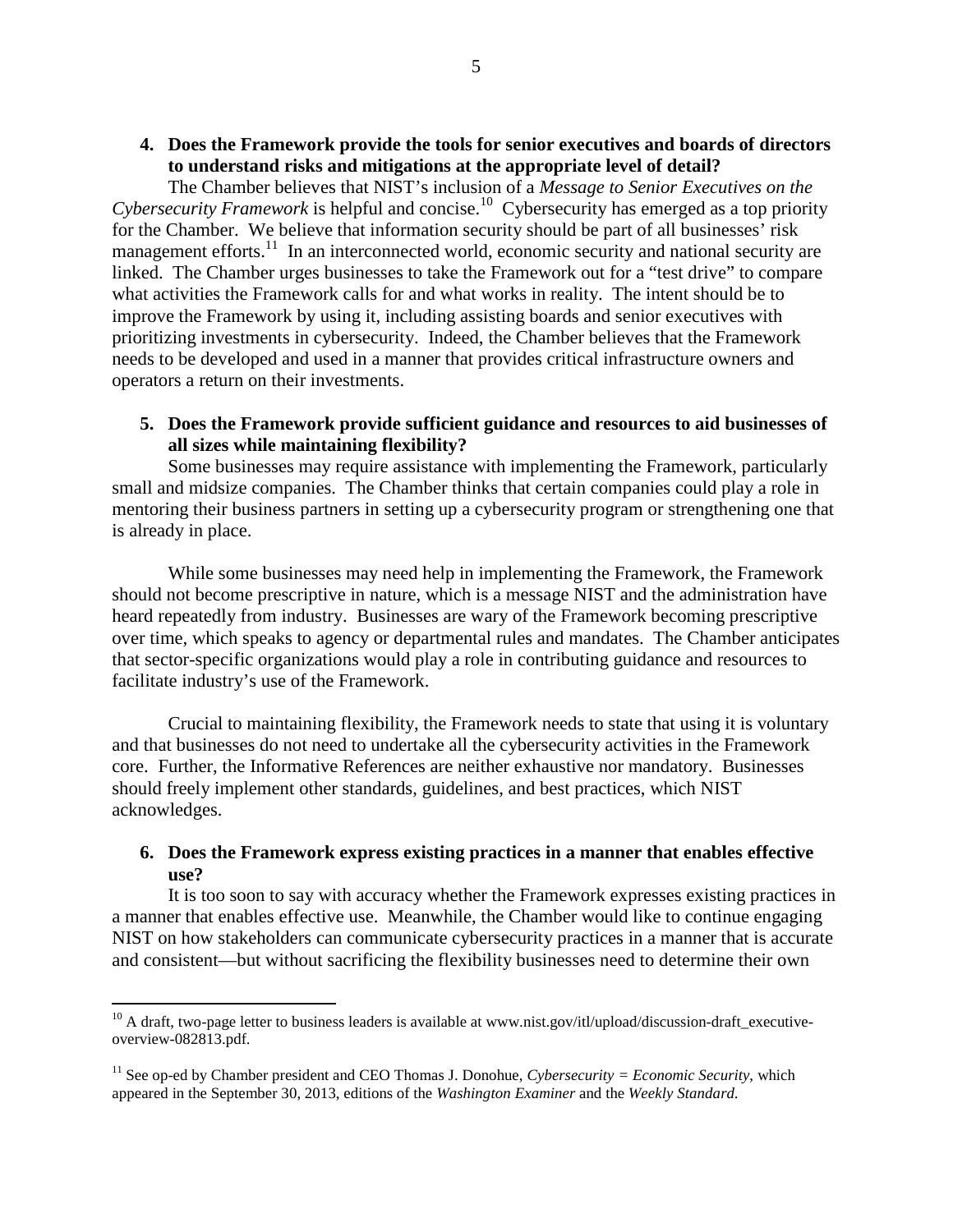**4. Does the Framework provide the tools for senior executives and boards of directors to understand risks and mitigations at the appropriate level of detail?**

The Chamber believes that NIST's inclusion of a *Message to Senior Executives on the Cybersecurity Framework* is helpful and concise.[10] Cybersecurity has emerged as a top priority for the Chamber. We believe that information security should be part of all businesses' risk management efforts.[11] In an interconnected world, economic security and national security are linked. The Chamber urges businesses to take the Framework out for a "test drive" to compare what activities the Framework calls for and what works in reality. The intent should be to improve the Framework by using it, including assisting boards and senior executives with prioritizing investments in cybersecurity. Indeed, the Chamber believes that the Framework needs to be developed and used in a manner that provides critical infrastructure owners and operators a return on their investments.

**5. Does the Framework provide sufficient guidance and resources to aid businesses of all sizes while maintaining flexibility?**

Some businesses may require assistance with implementing the Framework, particularly small and midsize companies. The Chamber thinks that certain companies could play a role in mentoring their business partners in setting up a cybersecurity program or strengthening one that is already in place.

While some businesses may need help in implementing the Framework, the Framework should not become prescriptive in nature, which is a message NIST and the administration have heard repeatedly from industry. Businesses are wary of the Framework becoming prescriptive over time, which speaks to agency or departmental rules and mandates. The Chamber anticipates that sector-specific organizations would play a role in contributing guidance and resources to facilitate industry's use of the Framework.

Crucial to maintaining flexibility, the Framework needs to state that using it is voluntary and that businesses do not need to undertake all the cybersecurity activities in the Framework core. Further, the Informative References are neither exhaustive nor mandatory. Businesses should freely implement other standards, guidelines, and best practices, which NIST acknowledges.

**6. Does the Framework express existing practices in a manner that enables effective use?**

It is too soon to say with accuracy whether the Framework expresses existing practices in a manner that enables effective use. Meanwhile, the Chamber would like to continue engaging NIST on how stakeholders can communicate cybersecurity practices in a manner that is accurate and consistent—but without sacrificing the flexibility businesses need to determine their own

---

[10] A draft, two-page letter to business leaders is available at www.nist.gov/itl/upload/discussion-draft_executive-overview-082813.pdf.

[11] See op-ed by Chamber president and CEO Thomas J. Donohue, *Cybersecurity = Economic Security*, which appeared in the September 30, 2013, editions of the *Washington Examiner* and the *Weekly Standard*.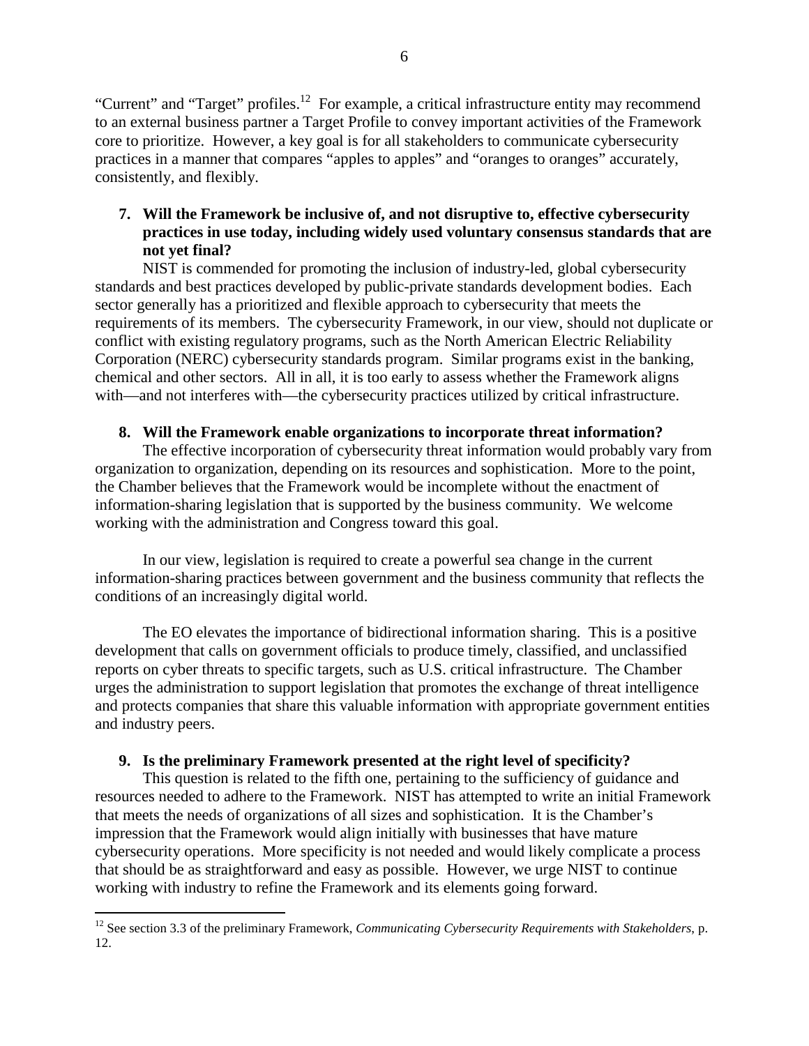"Current" and "Target" profiles.[12] For example, a critical infrastructure entity may recommend to an external business partner a Target Profile to convey important activities of the Framework core to prioritize. However, a key goal is for all stakeholders to communicate cybersecurity practices in a manner that compares "apples to apples" and "oranges to oranges" accurately, consistently, and flexibly.

**7. Will the Framework be inclusive of, and not disruptive to, effective cybersecurity practices in use today, including widely used voluntary consensus standards that are not yet final?**

NIST is commended for promoting the inclusion of industry-led, global cybersecurity standards and best practices developed by public-private standards development bodies. Each sector generally has a prioritized and flexible approach to cybersecurity that meets the requirements of its members. The cybersecurity Framework, in our view, should not duplicate or conflict with existing regulatory programs, such as the North American Electric Reliability Corporation (NERC) cybersecurity standards program. Similar programs exist in the banking, chemical and other sectors. All in all, it is too early to assess whether the Framework aligns with—and not interferes with—the cybersecurity practices utilized by critical infrastructure.

**8. Will the Framework enable organizations to incorporate threat information?**

The effective incorporation of cybersecurity threat information would probably vary from organization to organization, depending on its resources and sophistication. More to the point, the Chamber believes that the Framework would be incomplete without the enactment of information-sharing legislation that is supported by the business community. We welcome working with the administration and Congress toward this goal.

In our view, legislation is required to create a powerful sea change in the current information-sharing practices between government and the business community that reflects the conditions of an increasingly digital world.

The EO elevates the importance of bidirectional information sharing. This is a positive development that calls on government officials to produce timely, classified, and unclassified reports on cyber threats to specific targets, such as U.S. critical infrastructure. The Chamber urges the administration to support legislation that promotes the exchange of threat intelligence and protects companies that share this valuable information with appropriate government entities and industry peers.

**9. Is the preliminary Framework presented at the right level of specificity?**

This question is related to the fifth one, pertaining to the sufficiency of guidance and resources needed to adhere to the Framework. NIST has attempted to write an initial Framework that meets the needs of organizations of all sizes and sophistication. It is the Chamber's impression that the Framework would align initially with businesses that have mature cybersecurity operations. More specificity is not needed and would likely complicate a process that should be as straightforward and easy as possible. However, we urge NIST to continue working with industry to refine the Framework and its elements going forward.

---

[12] See section 3.3 of the preliminary Framework, *Communicating Cybersecurity Requirements with Stakeholders*, p. 12.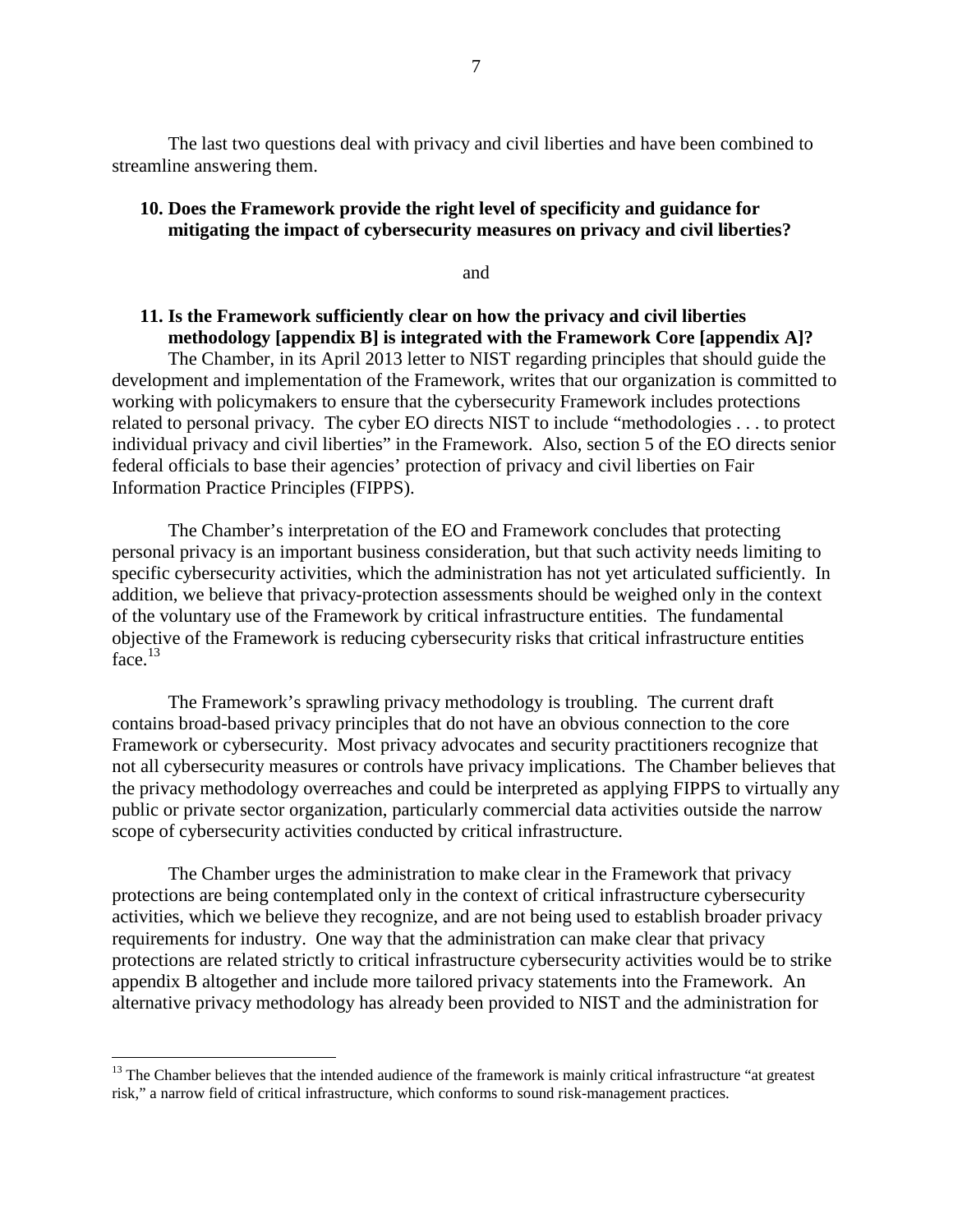The last two questions deal with privacy and civil liberties and have been combined to streamline answering them.

**10. Does the Framework provide the right level of specificity and guidance for mitigating the impact of cybersecurity measures on privacy and civil liberties?**

and

**11. Is the Framework sufficiently clear on how the privacy and civil liberties methodology [appendix B] is integrated with the Framework Core [appendix A]?**

The Chamber, in its April 2013 letter to NIST regarding principles that should guide the development and implementation of the Framework, writes that our organization is committed to working with policymakers to ensure that the cybersecurity Framework includes protections related to personal privacy. The cyber EO directs NIST to include "methodologies . . . to protect individual privacy and civil liberties" in the Framework. Also, section 5 of the EO directs senior federal officials to base their agencies' protection of privacy and civil liberties on Fair Information Practice Principles (FIPPS).

The Chamber's interpretation of the EO and Framework concludes that protecting personal privacy is an important business consideration, but that such activity needs limiting to specific cybersecurity activities, which the administration has not yet articulated sufficiently. In addition, we believe that privacy-protection assessments should be weighed only in the context of the voluntary use of the Framework by critical infrastructure entities. The fundamental objective of the Framework is reducing cybersecurity risks that critical infrastructure entities face.[13]

The Framework's sprawling privacy methodology is troubling. The current draft contains broad-based privacy principles that do not have an obvious connection to the core Framework or cybersecurity. Most privacy advocates and security practitioners recognize that not all cybersecurity measures or controls have privacy implications. The Chamber believes that the privacy methodology overreaches and could be interpreted as applying FIPPS to virtually any public or private sector organization, particularly commercial data activities outside the narrow scope of cybersecurity activities conducted by critical infrastructure.

The Chamber urges the administration to make clear in the Framework that privacy protections are being contemplated only in the context of critical infrastructure cybersecurity activities, which we believe they recognize, and are not being used to establish broader privacy requirements for industry. One way that the administration can make clear that privacy protections are related strictly to critical infrastructure cybersecurity activities would be to strike appendix B altogether and include more tailored privacy statements into the Framework. An alternative privacy methodology has already been provided to NIST and the administration for

---

[13] The Chamber believes that the intended audience of the framework is mainly critical infrastructure "at greatest risk," a narrow field of critical infrastructure, which conforms to sound risk-management practices.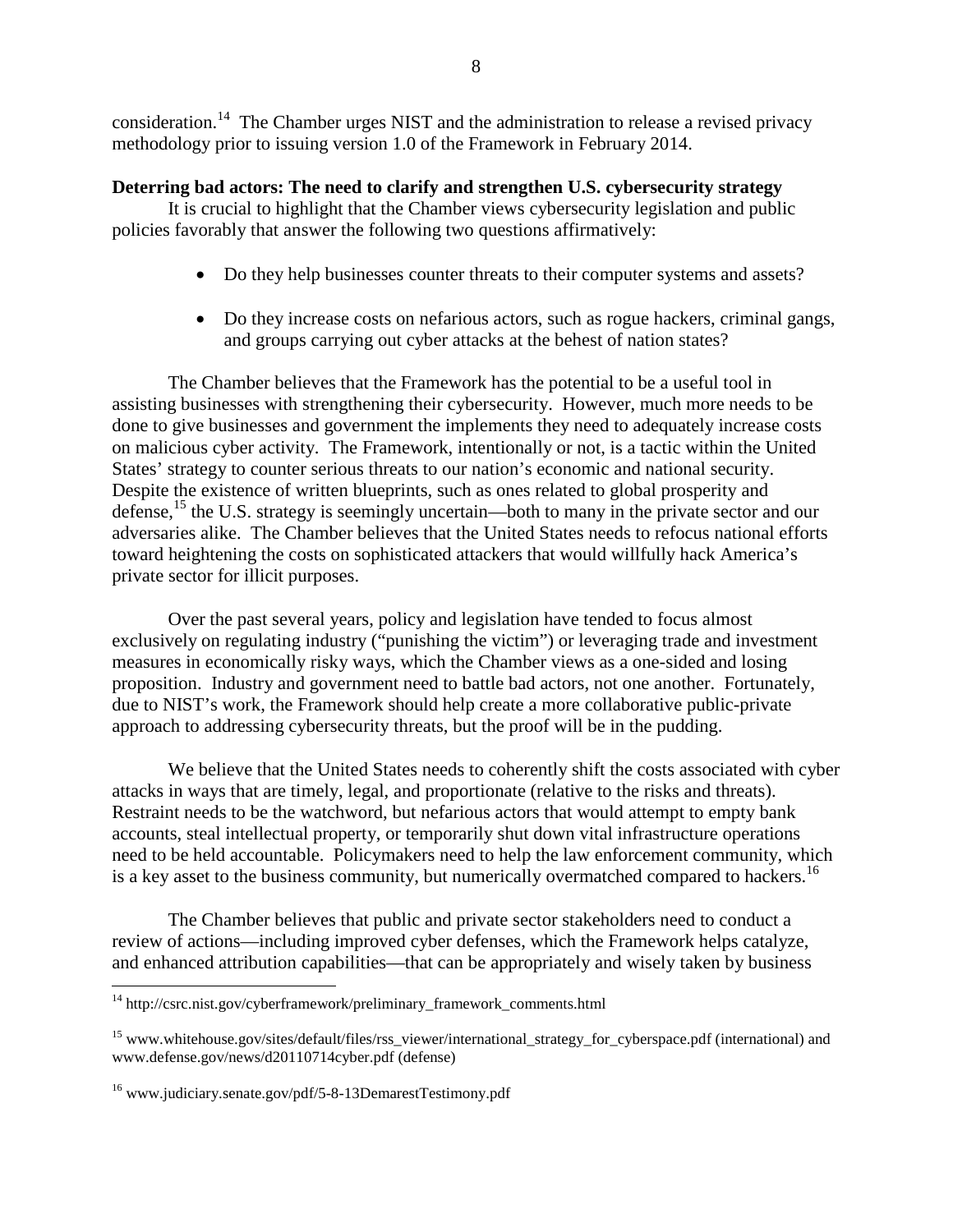consideration.[14] The Chamber urges NIST and the administration to release a revised privacy methodology prior to issuing version 1.0 of the Framework in February 2014.

**Deterring bad actors: The need to clarify and strengthen U.S. cybersecurity strategy**

It is crucial to highlight that the Chamber views cybersecurity legislation and public policies favorably that answer the following two questions affirmatively:

- Do they help businesses counter threats to their computer systems and assets?
- Do they increase costs on nefarious actors, such as rogue hackers, criminal gangs, and groups carrying out cyber attacks at the behest of nation states?

The Chamber believes that the Framework has the potential to be a useful tool in assisting businesses with strengthening their cybersecurity. However, much more needs to be done to give businesses and government the implements they need to adequately increase costs on malicious cyber activity. The Framework, intentionally or not, is a tactic within the United States' strategy to counter serious threats to our nation's economic and national security. Despite the existence of written blueprints, such as ones related to global prosperity and defense,[15] the U.S. strategy is seemingly uncertain—both to many in the private sector and our adversaries alike. The Chamber believes that the United States needs to refocus national efforts toward heightening the costs on sophisticated attackers that would willfully hack America's private sector for illicit purposes.

Over the past several years, policy and legislation have tended to focus almost exclusively on regulating industry ("punishing the victim") or leveraging trade and investment measures in economically risky ways, which the Chamber views as a one-sided and losing proposition. Industry and government need to battle bad actors, not one another. Fortunately, due to NIST's work, the Framework should help create a more collaborative public-private approach to addressing cybersecurity threats, but the proof will be in the pudding.

We believe that the United States needs to coherently shift the costs associated with cyber attacks in ways that are timely, legal, and proportionate (relative to the risks and threats). Restraint needs to be the watchword, but nefarious actors that would attempt to empty bank accounts, steal intellectual property, or temporarily shut down vital infrastructure operations need to be held accountable. Policymakers need to help the law enforcement community, which is a key asset to the business community, but numerically overmatched compared to hackers.[16]

The Chamber believes that public and private sector stakeholders need to conduct a review of actions—including improved cyber defenses, which the Framework helps catalyze, and enhanced attribution capabilities—that can be appropriately and wisely taken by business

---

[14] http://csrc.nist.gov/cyberframework/preliminary_framework_comments.html

[15] www.whitehouse.gov/sites/default/files/rss_viewer/international_strategy_for_cyberspace.pdf (international) and www.defense.gov/news/d20110714cyber.pdf (defense)

[16] www.judiciary.senate.gov/pdf/5-8-13DemarestTestimony.pdf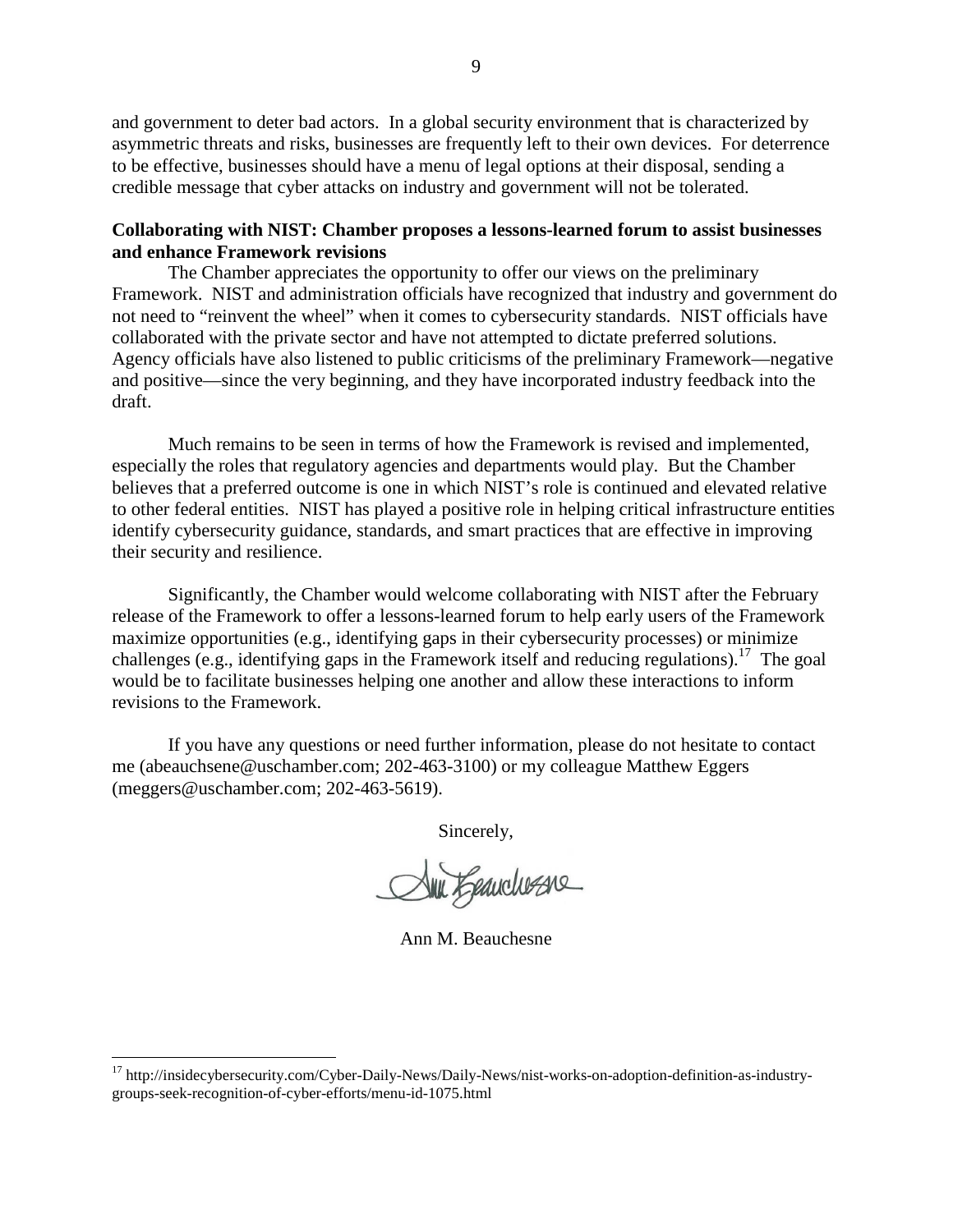and government to deter bad actors. In a global security environment that is characterized by asymmetric threats and risks, businesses are frequently left to their own devices. For deterrence to be effective, businesses should have a menu of legal options at their disposal, sending a credible message that cyber attacks on industry and government will not be tolerated.

**Collaborating with NIST: Chamber proposes a lessons-learned forum to assist businesses and enhance Framework revisions**

The Chamber appreciates the opportunity to offer our views on the preliminary Framework. NIST and administration officials have recognized that industry and government do not need to "reinvent the wheel" when it comes to cybersecurity standards. NIST officials have collaborated with the private sector and have not attempted to dictate preferred solutions. Agency officials have also listened to public criticisms of the preliminary Framework—negative and positive—since the very beginning, and they have incorporated industry feedback into the draft.

Much remains to be seen in terms of how the Framework is revised and implemented, especially the roles that regulatory agencies and departments would play. But the Chamber believes that a preferred outcome is one in which NIST's role is continued and elevated relative to other federal entities. NIST has played a positive role in helping critical infrastructure entities identify cybersecurity guidance, standards, and smart practices that are effective in improving their security and resilience.

Significantly, the Chamber would welcome collaborating with NIST after the February release of the Framework to offer a lessons-learned forum to help early users of the Framework maximize opportunities (e.g., identifying gaps in their cybersecurity processes) or minimize challenges (e.g., identifying gaps in the Framework itself and reducing regulations).[17] The goal would be to facilitate businesses helping one another and allow these interactions to inform revisions to the Framework.

If you have any questions or need further information, please do not hesitate to contact me (abeauchsene@uschamber.com; 202-463-3100) or my colleague Matthew Eggers (meggers@uschamber.com; 202-463-5619).

Sincerely,

Ann M. Beauchesne

---

[17] http://insidecybersecurity.com/Cyber-Daily-News/Daily-News/nist-works-on-adoption-definition-as-industry-groups-seek-recognition-of-cyber-efforts/menu-id-1075.html